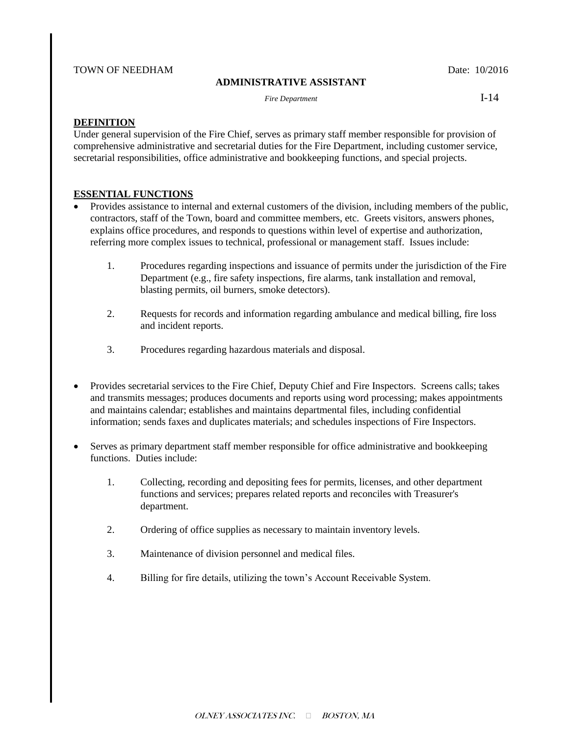TOWN OF NEEDHAM Date: 10/2016

**ADMINISTRATIVE ASSISTANT**

*Fire Department*

I-14

## DEFINITION

Under general supervision of the Fire Chief, serves as primary staff member responsible for provision of comprehensive administrative and secretarial duties for the Fire Department, including customer service, secretarial responsibilities, office administrative and bookkeeping functions, and special projects.

## ESSENTIAL FUNCTIONS

- Provides assistance to internal and external customers of the division, including members of the public, contractors, staff of the Town, board and committee members, etc. Greets visitors, answers phones, explains office procedures, and responds to questions within level of expertise and authorization, referring more complex issues to technical, professional or management staff. Issues include:

  1. Procedures regarding inspections and issuance of permits under the jurisdiction of the Fire Department (e.g., fire safety inspections, fire alarms, tank installation and removal, blasting permits, oil burners, smoke detectors).
  2. Requests for records and information regarding ambulance and medical billing, fire loss and incident reports.
  3. Procedures regarding hazardous materials and disposal.

- Provides secretarial services to the Fire Chief, Deputy Chief and Fire Inspectors. Screens calls; takes and transmits messages; produces documents and reports using word processing; makes appointments and maintains calendar; establishes and maintains departmental files, including confidential information; sends faxes and duplicates materials; and schedules inspections of Fire Inspectors.

- Serves as primary department staff member responsible for office administrative and bookkeeping functions. Duties include:

  1. Collecting, recording and depositing fees for permits, licenses, and other department functions and services; prepares related reports and reconciles with Treasurer's department.
  2. Ordering of office supplies as necessary to maintain inventory levels.
  3. Maintenance of division personnel and medical files.
  4. Billing for fire details, utilizing the town's Account Receivable System.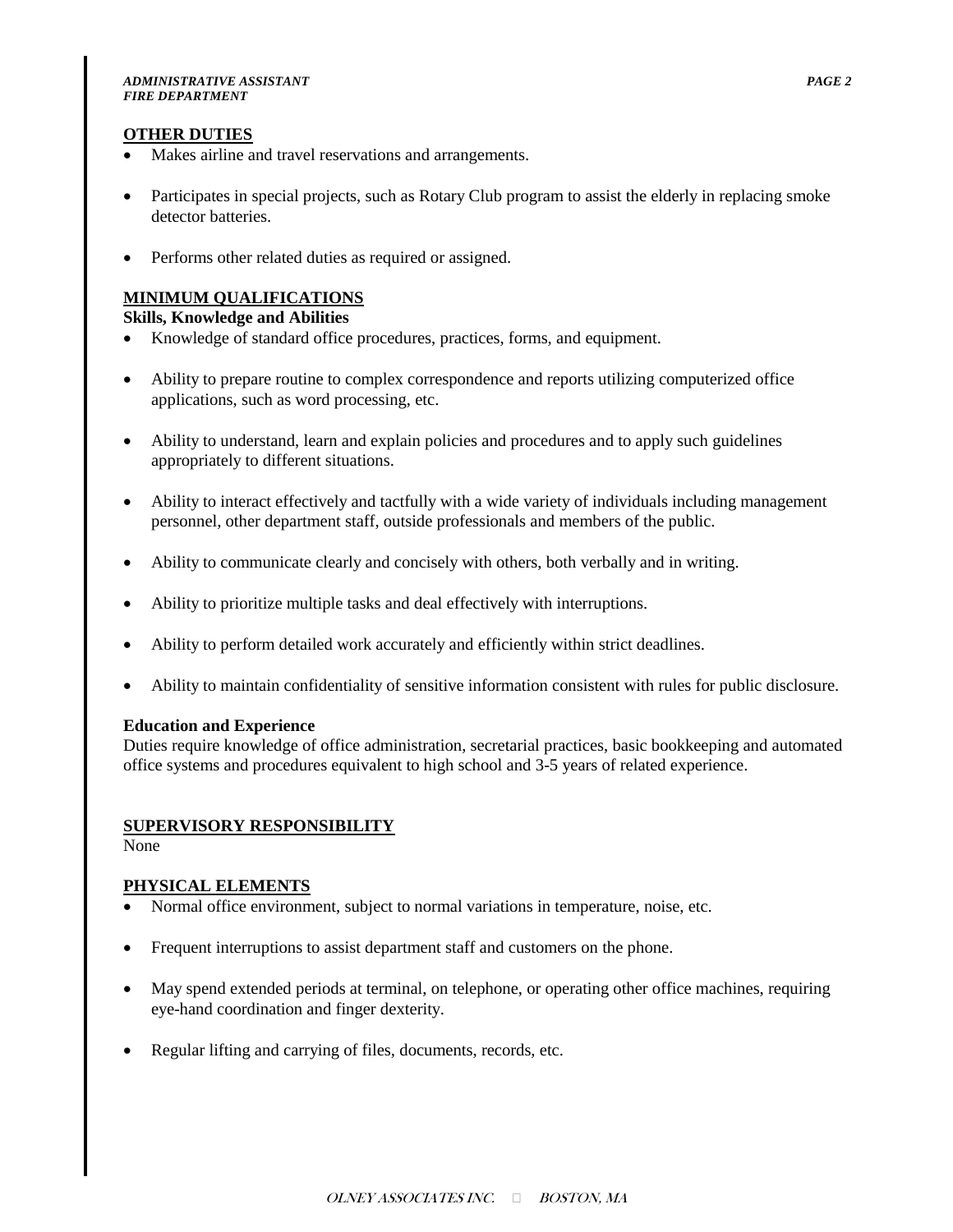## OTHER DUTIES

- Makes airline and travel reservations and arrangements.
- Participates in special projects, such as Rotary Club program to assist the elderly in replacing smoke detector batteries.
- Performs other related duties as required or assigned.

## MINIMUM QUALIFICATIONS

**Skills, Knowledge and Abilities**

- Knowledge of standard office procedures, practices, forms, and equipment.
- Ability to prepare routine to complex correspondence and reports utilizing computerized office applications, such as word processing, etc.
- Ability to understand, learn and explain policies and procedures and to apply such guidelines appropriately to different situations.
- Ability to interact effectively and tactfully with a wide variety of individuals including management personnel, other department staff, outside professionals and members of the public.
- Ability to communicate clearly and concisely with others, both verbally and in writing.
- Ability to prioritize multiple tasks and deal effectively with interruptions.
- Ability to perform detailed work accurately and efficiently within strict deadlines.
- Ability to maintain confidentiality of sensitive information consistent with rules for public disclosure.

**Education and Experience**

Duties require knowledge of office administration, secretarial practices, basic bookkeeping and automated office systems and procedures equivalent to high school and 3-5 years of related experience.

## SUPERVISORY RESPONSIBILITY

None

## PHYSICAL ELEMENTS

- Normal office environment, subject to normal variations in temperature, noise, etc.
- Frequent interruptions to assist department staff and customers on the phone.
- May spend extended periods at terminal, on telephone, or operating other office machines, requiring eye-hand coordination and finger dexterity.
- Regular lifting and carrying of files, documents, records, etc.